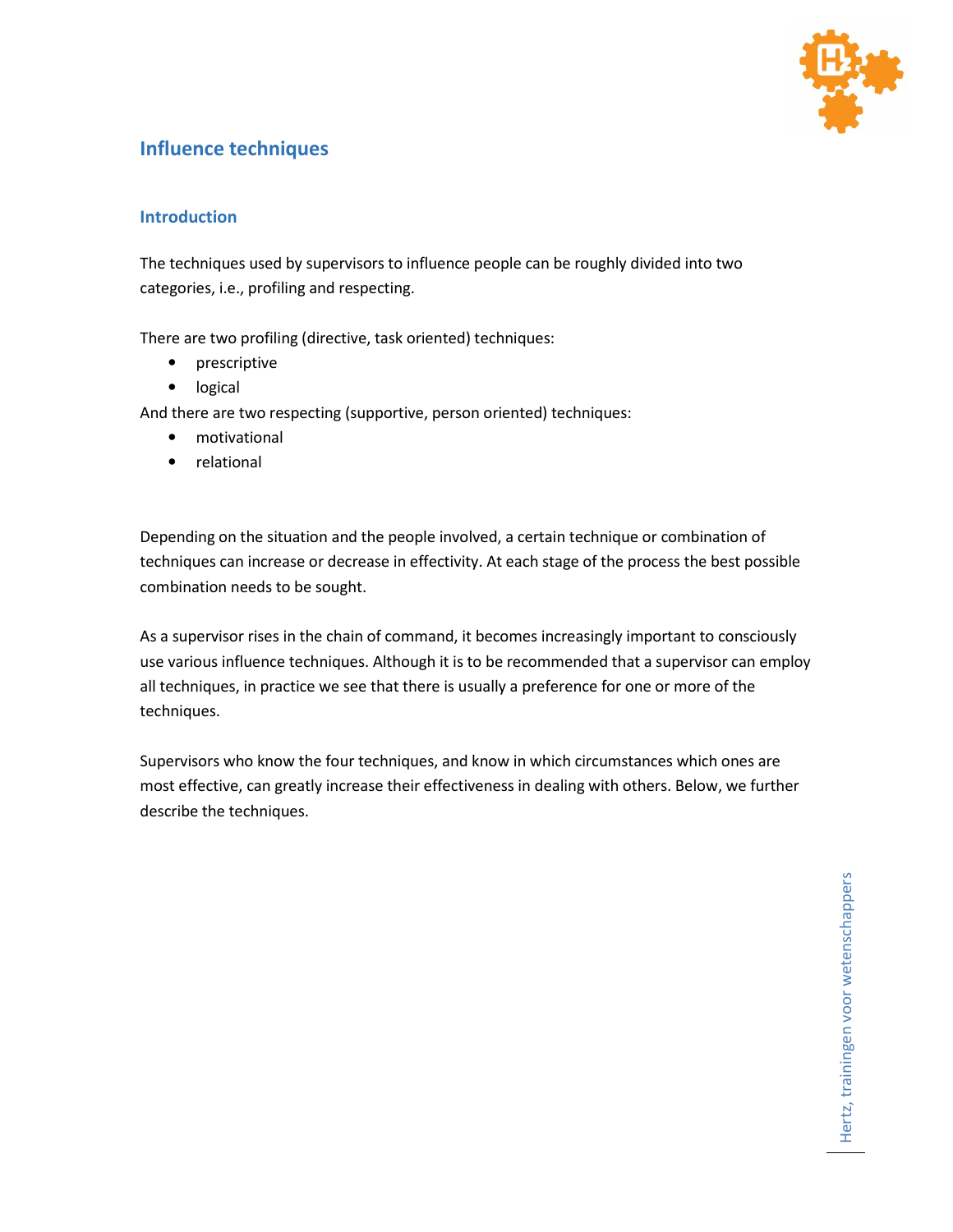# Influence techniques

## Introduction

The techniques used by supervisors to influence people can be roughly divided into two categories, i.e., profiling and respecting.

There are two profiling (directive, task oriented) techniques:

- prescriptive
- logical

And there are two respecting (supportive, person oriented) techniques:

- motivational
- relational

Depending on the situation and the people involved, a certain technique or combination of techniques can increase or decrease in effectivity. At each stage of the process the best possible combination needs to be sought.

As a supervisor rises in the chain of command, it becomes increasingly important to consciously use various influence techniques. Although it is to be recommended that a supervisor can employ all techniques, in practice we see that there is usually a preference for one or more of the techniques.

Supervisors who know the four techniques, and know in which circumstances which ones are most effective, can greatly increase their effectiveness in dealing with others. Below, we further describe the techniques.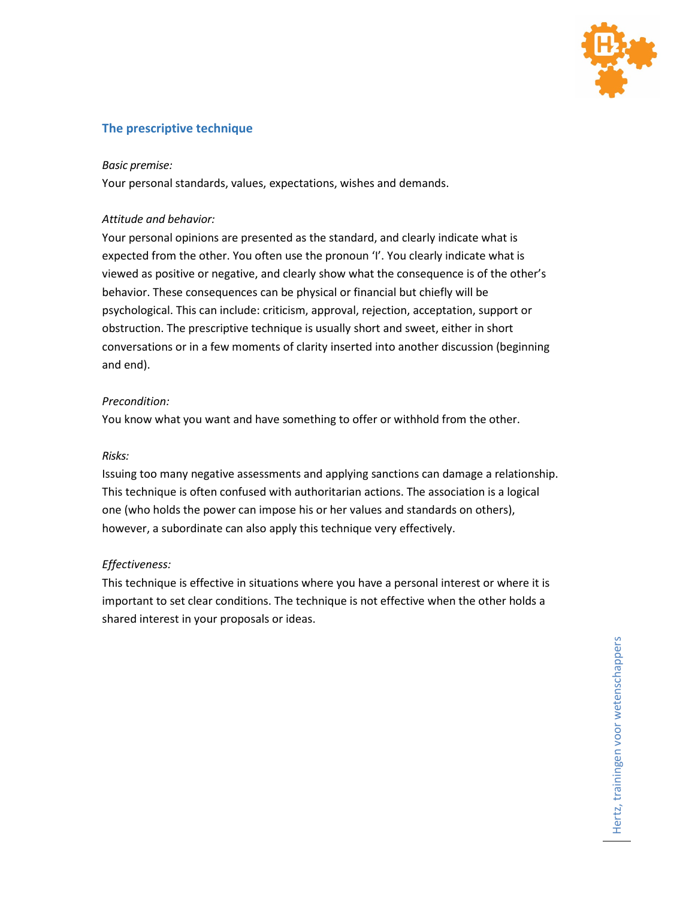## The prescriptive technique

*Basic premise:*

Your personal standards, values, expectations, wishes and demands.

*Attitude and behavior:*

Your personal opinions are presented as the standard, and clearly indicate what is expected from the other. You often use the pronoun 'I'. You clearly indicate what is viewed as positive or negative, and clearly show what the consequence is of the other's behavior. These consequences can be physical or financial but chiefly will be psychological. This can include: criticism, approval, rejection, acceptance, support or obstruction. The prescriptive technique is usually short and sweet, either in short conversations or in a few moments of clarity inserted into another discussion (beginning and end).

*Precondition:*

You know what you want and have something to offer or withhold from the other.

*Risks:*

Issuing too many negative assessments and applying sanctions can damage a relationship. This technique is often confused with authoritarian actions. The association is a logical one (who holds the power can impose his or her values and standards on others), however, a subordinate can also apply this technique very effectively.

*Effectiveness:*

This technique is effective in situations where you have a personal interest or where it is important to set clear conditions. The technique is not effective when the other holds a shared interest in your proposals or ideas.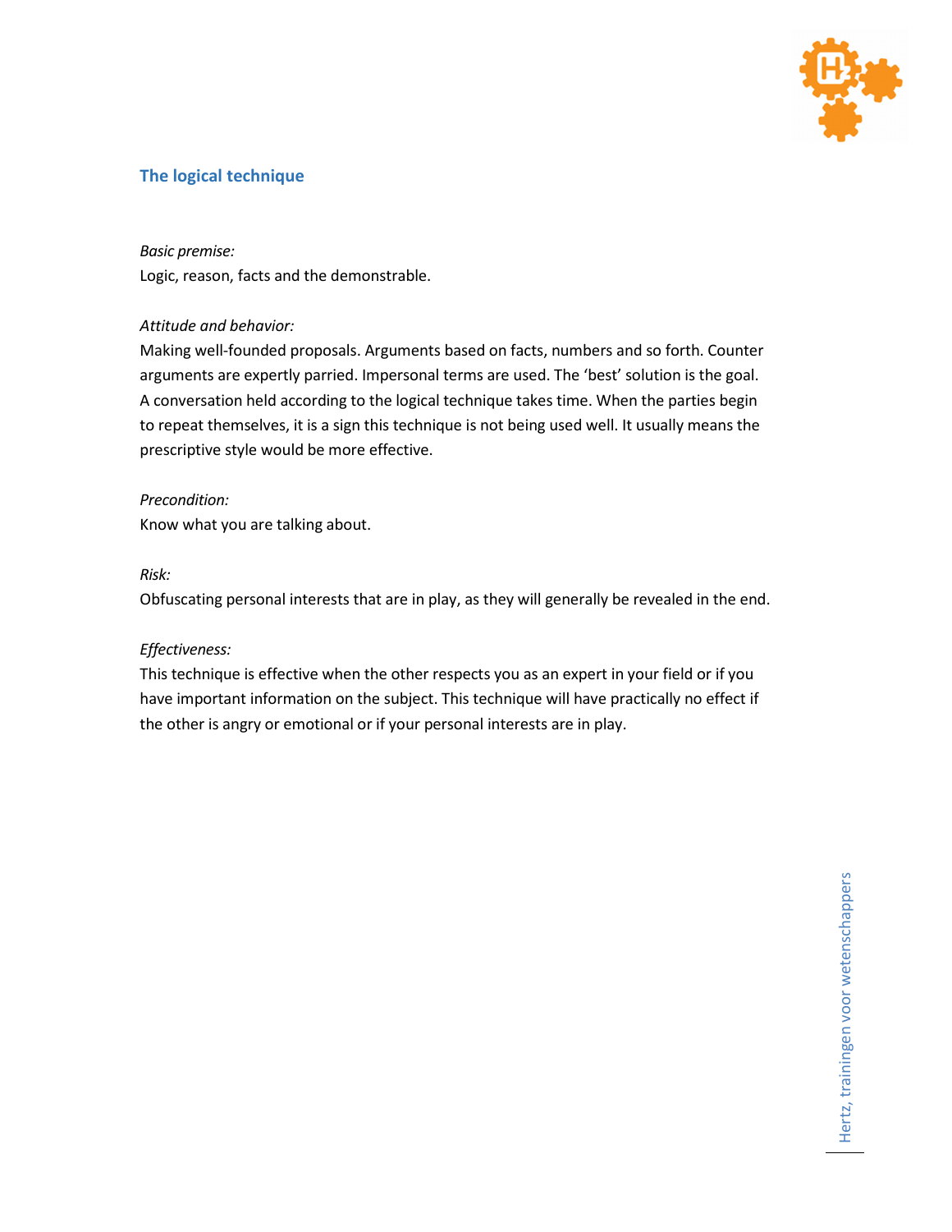## The logical technique

*Basic premise:*
Logic, reason, facts and the demonstrable.

*Attitude and behavior:*
Making well-founded proposals. Arguments based on facts, numbers and so forth. Counter arguments are expertly parried. Impersonal terms are used. The 'best' solution is the goal. A conversation held according to the logical technique takes time. When the parties begin to repeat themselves, it is a sign this technique is not being used well. It usually means the prescriptive style would be more effective.

*Precondition:*
Know what you are talking about.

*Risk:*
Obfuscating personal interests that are in play, as they will generally be revealed in the end.

*Effectiveness:*
This technique is effective when the other respects you as an expert in your field or if you have important information on the subject. This technique will have practically no effect if the other is angry or emotional or if your personal interests are in play.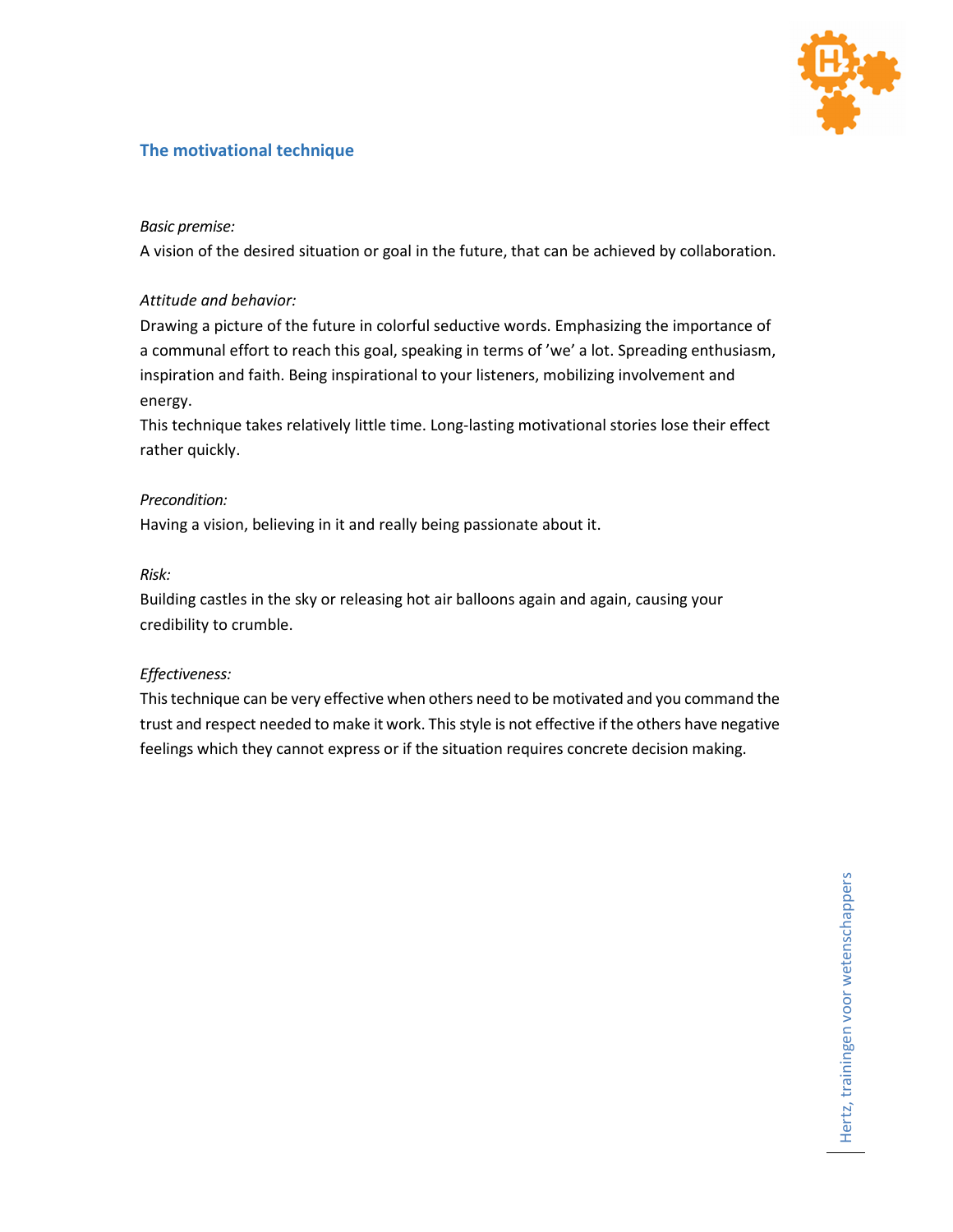## The motivational technique

*Basic premise:*
A vision of the desired situation or goal in the future, that can be achieved by collaboration.

*Attitude and behavior:*
Drawing a picture of the future in colorful seductive words. Emphasizing the importance of a communal effort to reach this goal, speaking in terms of 'we' a lot. Spreading enthusiasm, inspiration and faith. Being inspirational to your listeners, mobilizing involvement and energy.
This technique takes relatively little time. Long-lasting motivational stories lose their effect rather quickly.

*Precondition:*
Having a vision, believing in it and really being passionate about it.

*Risk:*
Building castles in the sky or releasing hot air balloons again and again, causing your credibility to crumble.

*Effectiveness:*
This technique can be very effective when others need to be motivated and you command the trust and respect needed to make it work. This style is not effective if the others have negative feelings which they cannot express or if the situation requires concrete decision making.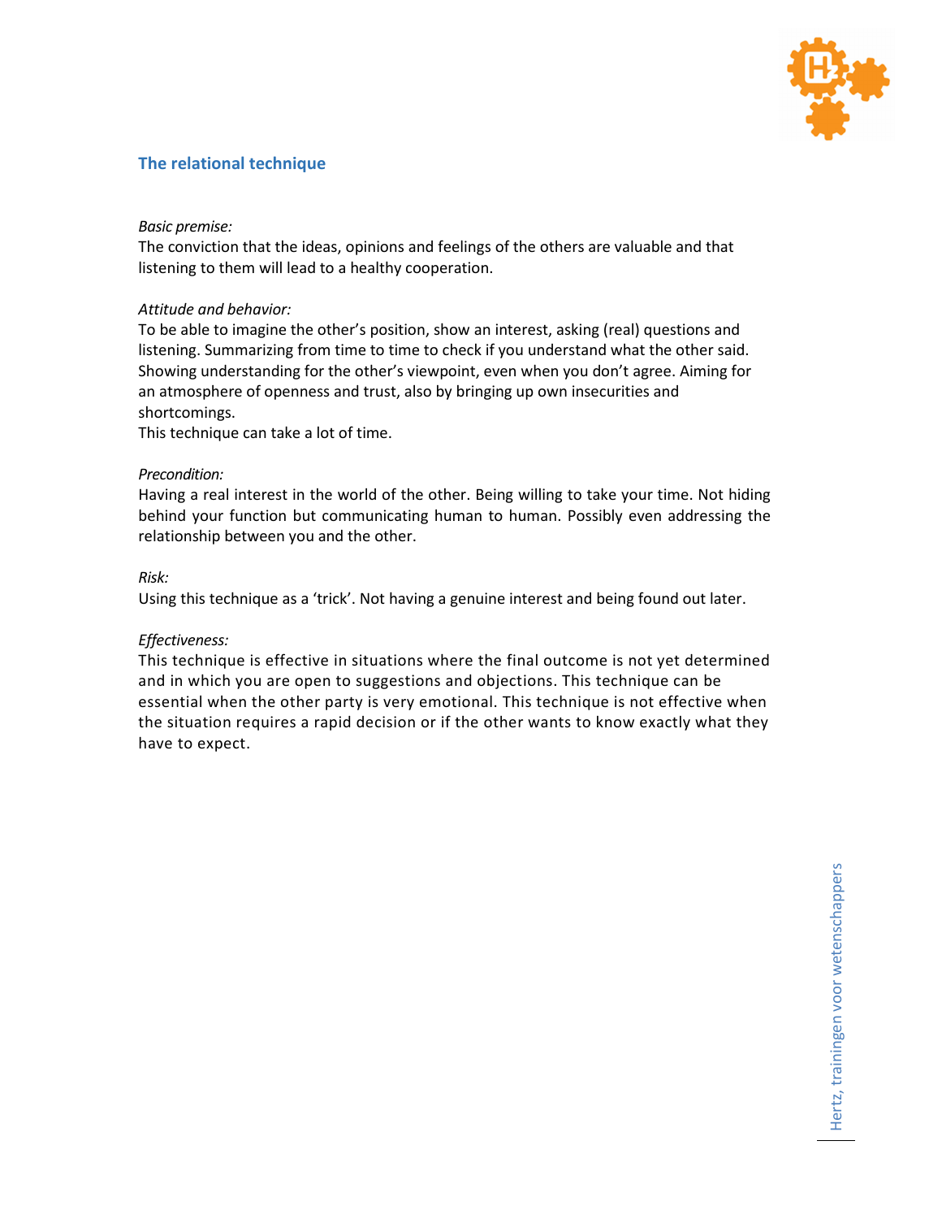## The relational technique

*Basic premise:*
The conviction that the ideas, opinions and feelings of the others are valuable and that listening to them will lead to a healthy cooperation.

*Attitude and behavior:*
To be able to imagine the other's position, show an interest, asking (real) questions and listening. Summarizing from time to time to check if you understand what the other said. Showing understanding for the other's viewpoint, even when you don't agree. Aiming for an atmosphere of openness and trust, also by bringing up own insecurities and shortcomings.
This technique can take a lot of time.

*Precondition:*
Having a real interest in the world of the other. Being willing to take your time. Not hiding behind your function but communicating human to human. Possibly even addressing the relationship between you and the other.

*Risk:*
Using this technique as a 'trick'. Not having a genuine interest and being found out later.

*Effectiveness:*
This technique is effective in situations where the final outcome is not yet determined and in which you are open to suggestions and objections. This technique can be essential when the other party is very emotional. This technique is not effective when the situation requires a rapid decision or if the other wants to know exactly what they have to expect.